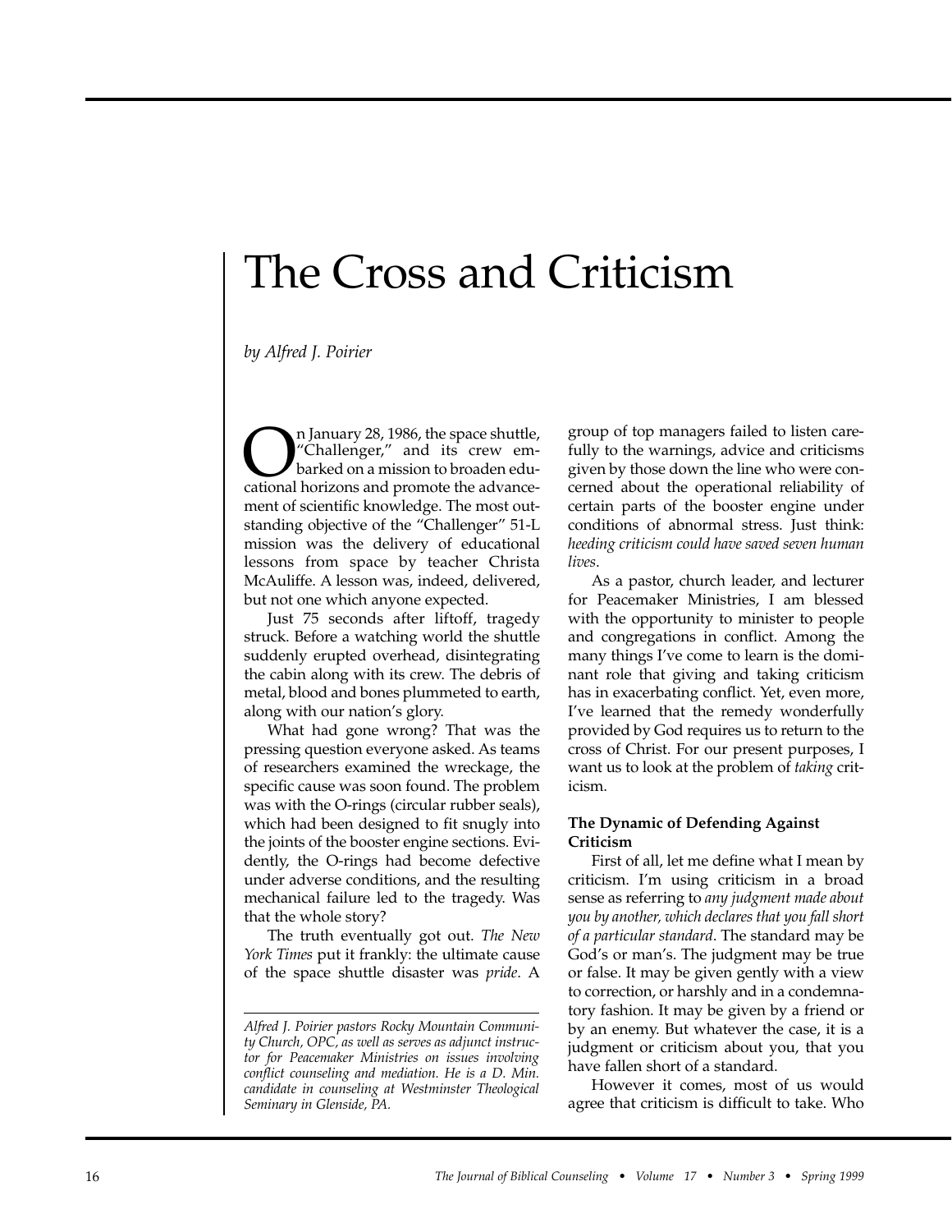# The Cross and Criticism

*by Alfred J. Poirier*

On January 28, 1986, the space shuttle, "Challenger," and its crew embarked on a mission to broaden educational horizons and promote the advancement of scientific knowledge. The most outstanding objective of the "Challenger" 51-L mission was the delivery of educational lessons from space by teacher Christa McAuliffe. A lesson was, indeed, delivered, but not one which anyone expected.

Just 75 seconds after liftoff, tragedy struck. Before a watching world the shuttle suddenly erupted overhead, disintegrating the cabin along with its crew. The debris of metal, blood and bones plummeted to earth, along with our nation's glory.

What had gone wrong? That was the pressing question everyone asked. As teams of researchers examined the wreckage, the specific cause was soon found. The problem was with the O-rings (circular rubber seals), which had been designed to fit snugly into the joints of the booster engine sections. Evidently, the O-rings had become defective under adverse conditions, and the resulting mechanical failure led to the tragedy. Was that the whole story?

The truth eventually got out. *The New York Times* put it frankly: the ultimate cause of the space shuttle disaster was *pride*. A group of top managers failed to listen carefully to the warnings, advice and criticisms given by those down the line who were concerned about the operational reliability of certain parts of the booster engine under conditions of abnormal stress. Just think: *heeding criticism could have saved seven human lives*.

As a pastor, church leader, and lecturer for Peacemaker Ministries, I am blessed with the opportunity to minister to people and congregations in conflict. Among the many things I've come to learn is the dominant role that giving and taking criticism has in exacerbating conflict. Yet, even more, I've learned that the remedy wonderfully provided by God requires us to return to the cross of Christ. For our present purposes, I want us to look at the problem of *taking* criticism.

### The Dynamic of Defending Against Criticism

First of all, let me define what I mean by criticism. I'm using criticism in a broad sense as referring to *any judgment made about you by another, which declares that you fall short of a particular standard*. The standard may be God's or man's. The judgment may be true or false. It may be given gently with a view to correction, or harshly and in a condemnatory fashion. It may be given by a friend or by an enemy. But whatever the case, it is a judgment or criticism about you, that you have fallen short of a standard.

However it comes, most of us would agree that criticism is difficult to take. Who

---

*Alfred J. Poirier pastors Rocky Mountain Community Church, OPC, as well as serves as adjunct instructor for Peacemaker Ministries on issues involving conflict counseling and mediation. He is a D. Min. candidate in counseling at Westminster Theological Seminary in Glenside, PA.*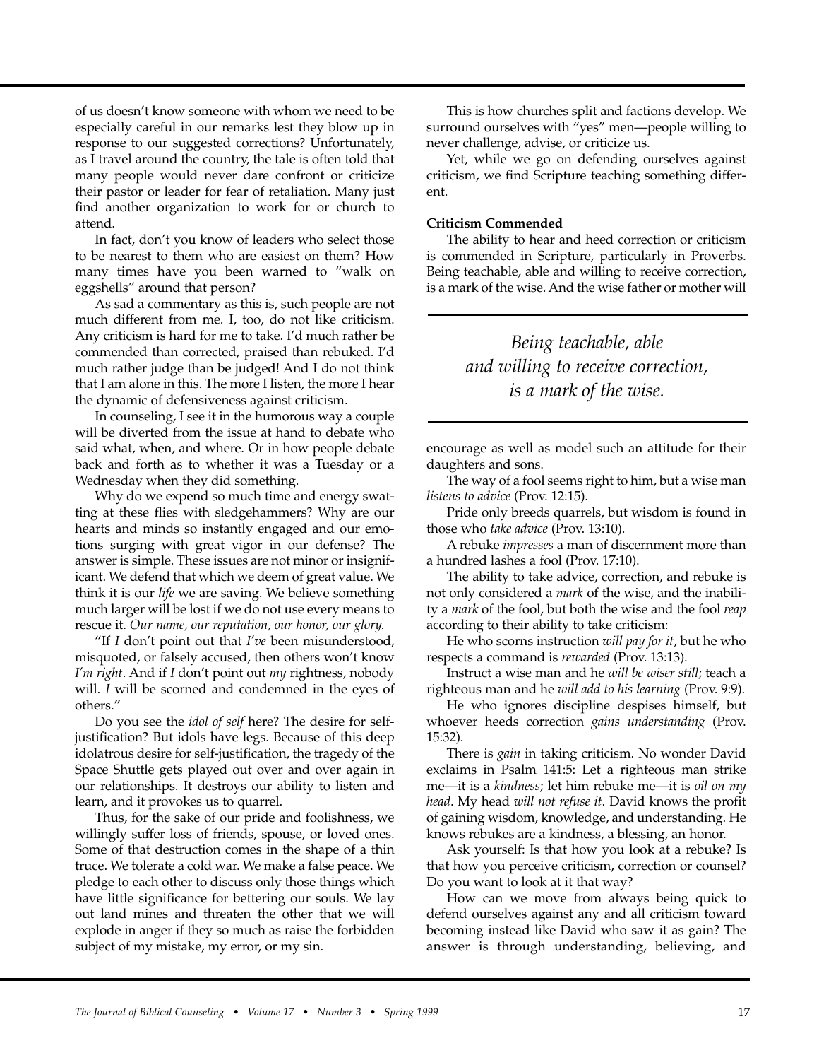of us doesn't know someone with whom we need to be especially careful in our remarks lest they blow up in response to our suggested corrections? Unfortunately, as I travel around the country, the tale is often told that many people would never dare confront or criticize their pastor or leader for fear of retaliation. Many just find another organization to work for or church to attend.

In fact, don't you know of leaders who select those to be nearest to them who are easiest on them? How many times have you been warned to "walk on eggshells" around that person?

As sad a commentary as this is, such people are not much different from me. I, too, do not like criticism. Any criticism is hard for me to take. I'd much rather be commended than corrected, praised than rebuked. I'd much rather judge than be judged! And I do not think that I am alone in this. The more I listen, the more I hear the dynamic of defensiveness against criticism.

In counseling, I see it in the humorous way a couple will be diverted from the issue at hand to debate who said what, when, and where. Or in how people debate back and forth as to whether it was a Tuesday or a Wednesday when they did something.

Why do we expend so much time and energy swatting at these flies with sledgehammers? Why are our hearts and minds so instantly engaged and our emotions surging with great vigor in our defense? The answer is simple. These issues are not minor or insignificant. We defend that which we deem of great value. We think it is our *life* we are saving. We believe something much larger will be lost if we do not use every means to rescue it. *Our name, our reputation, our honor, our glory.*

"If *I* don't point out that *I've* been misunderstood, misquoted, or falsely accused, then others won't know *I'm right*. And if *I* don't point out *my* rightness, nobody will. *I* will be scorned and condemned in the eyes of others."

Do you see the *idol of self* here? The desire for self-justification? But idols have legs. Because of this deep idolatrous desire for self-justification, the tragedy of the Space Shuttle gets played out over and over again in our relationships. It destroys our ability to listen and learn, and it provokes us to quarrel.

Thus, for the sake of our pride and foolishness, we willingly suffer loss of friends, spouse, or loved ones. Some of that destruction comes in the shape of a thin truce. We tolerate a cold war. We make a false peace. We pledge to each other to discuss only those things which have little significance for bettering our souls. We lay out land mines and threaten the other that we will explode in anger if they so much as raise the forbidden subject of my mistake, my error, or my sin.

This is how churches split and factions develop. We surround ourselves with "yes" men—people willing to never challenge, advise, or criticize us.

Yet, while we go on defending ourselves against criticism, we find Scripture teaching something different.

**Criticism Commended**

The ability to hear and heed correction or criticism is commended in Scripture, particularly in Proverbs. Being teachable, able and willing to receive correction, is a mark of the wise. And the wise father or mother will encourage as well as model such an attitude for their daughters and sons.

> *Being teachable, able and willing to receive correction, is a mark of the wise.*

The way of a fool seems right to him, but a wise man *listens to advice* (Prov. 12:15).

Pride only breeds quarrels, but wisdom is found in those who *take advice* (Prov. 13:10).

A rebuke *impresses* a man of discernment more than a hundred lashes a fool (Prov. 17:10).

The ability to take advice, correction, and rebuke is not only considered a *mark* of the wise, and the inability a *mark* of the fool, but both the wise and the fool *reap* according to their ability to take criticism:

He who scorns instruction *will pay for it*, but he who respects a command is *rewarded* (Prov. 13:13).

Instruct a wise man and he *will be wiser still*; teach a righteous man and he *will add to his learning* (Prov. 9:9).

He who ignores discipline despises himself, but whoever heeds correction *gains understanding* (Prov. 15:32).

There is *gain* in taking criticism. No wonder David exclaims in Psalm 141:5: Let a righteous man strike me—it is a *kindness*; let him rebuke me—it is *oil on my head*. My head *will not refuse it*. David knows the profit of gaining wisdom, knowledge, and understanding. He knows rebukes are a kindness, a blessing, an honor.

Ask yourself: Is that how you look at a rebuke? Is that how you perceive criticism, correction or counsel? Do you want to look at it that way?

How can we move from always being quick to defend ourselves against any and all criticism toward becoming instead like David who saw it as gain? The answer is through understanding, believing, and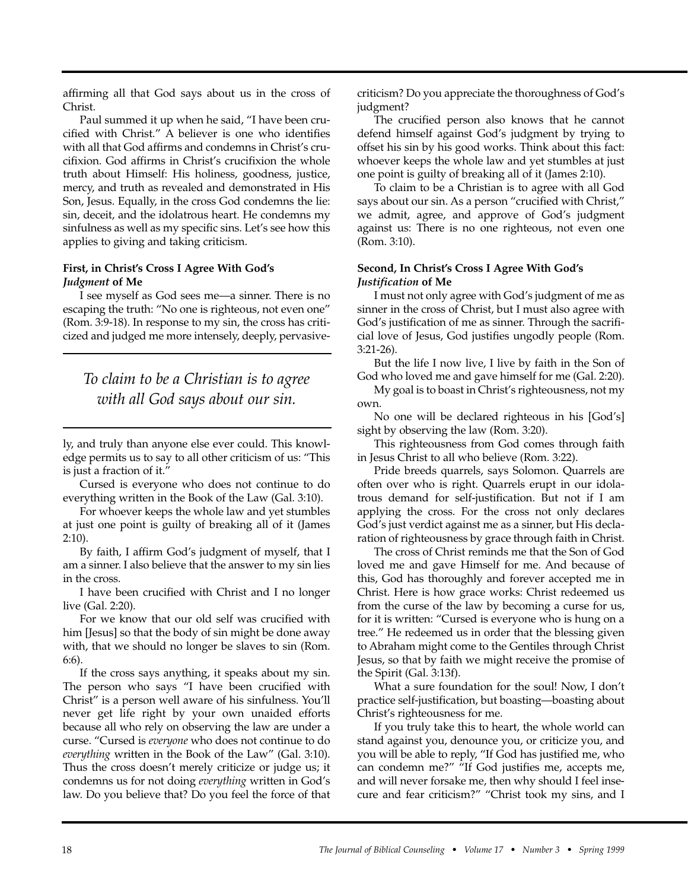affirming all that God says about us in the cross of Christ.

Paul summed it up when he said, "I have been crucified with Christ." A believer is one who identifies with all that God affirms and condemns in Christ's crucifixion. God affirms in Christ's crucifixion the whole truth about Himself: His holiness, goodness, justice, mercy, and truth as revealed and demonstrated in His Son, Jesus. Equally, in the cross God condemns the lie: sin, deceit, and the idolatrous heart. He condemns my sinfulness as well as my specific sins. Let's see how this applies to giving and taking criticism.

**First, in Christ's Cross I Agree With God's *Judgment* of Me**

I see myself as God sees me—a sinner. There is no escaping the truth: "No one is righteous, not even one" (Rom. 3:9-18). In response to my sin, the cross has criticized and judged me more intensely, deeply, pervasively, and truly than anyone else ever could. This knowledge permits us to say to all other criticism of us: "This is just a fraction of it."

> *To claim to be a Christian is to agree with all God says about our sin.*

Cursed is everyone who does not continue to do everything written in the Book of the Law (Gal. 3:10).

For whoever keeps the whole law and yet stumbles at just one point is guilty of breaking all of it (James 2:10).

By faith, I affirm God's judgment of myself, that I am a sinner. I also believe that the answer to my sin lies in the cross.

I have been crucified with Christ and I no longer live (Gal. 2:20).

For we know that our old self was crucified with him [Jesus] so that the body of sin might be done away with, that we should no longer be slaves to sin (Rom. 6:6).

If the cross says anything, it speaks about my sin. The person who says "I have been crucified with Christ" is a person well aware of his sinfulness. You'll never get life right by your own unaided efforts because all who rely on observing the law are under a curse. "Cursed is *everyone* who does not continue to do *everything* written in the Book of the Law" (Gal. 3:10). Thus the cross doesn't merely criticize or judge us; it condemns us for not doing *everything* written in God's law. Do you believe that? Do you feel the force of that criticism? Do you appreciate the thoroughness of God's judgment?

The crucified person also knows that he cannot defend himself against God's judgment by trying to offset his sin by his good works. Think about this fact: whoever keeps the whole law and yet stumbles at just one point is guilty of breaking all of it (James 2:10).

To claim to be a Christian is to agree with all God says about our sin. As a person "crucified with Christ," we admit, agree, and approve of God's judgment against us: There is no one righteous, not even one (Rom. 3:10).

**Second, In Christ's Cross I Agree With God's *Justification* of Me**

I must not only agree with God's judgment of me as sinner in the cross of Christ, but I must also agree with God's justification of me as sinner. Through the sacrificial love of Jesus, God justifies ungodly people (Rom. 3:21-26).

But the life I now live, I live by faith in the Son of God who loved me and gave himself for me (Gal. 2:20).

My goal is to boast in Christ's righteousness, not my own.

No one will be declared righteous in his [God's] sight by observing the law (Rom. 3:20).

This righteousness from God comes through faith in Jesus Christ to all who believe (Rom. 3:22).

Pride breeds quarrels, says Solomon. Quarrels are often over who is right. Quarrels erupt in our idolatrous demand for self-justification. But not if I am applying the cross. For the cross not only declares God's just verdict against me as a sinner, but His declaration of righteousness by grace through faith in Christ.

The cross of Christ reminds me that the Son of God loved me and gave Himself for me. And because of this, God has thoroughly and forever accepted me in Christ. Here is how grace works: Christ redeemed us from the curse of the law by becoming a curse for us, for it is written: "Cursed is everyone who is hung on a tree." He redeemed us in order that the blessing given to Abraham might come to the Gentiles through Christ Jesus, so that by faith we might receive the promise of the Spirit (Gal. 3:13f).

What a sure foundation for the soul! Now, I don't practice self-justification, but boasting—boasting about Christ's righteousness for me.

If you truly take this to heart, the whole world can stand against you, denounce you, or criticize you, and you will be able to reply, "If God has justified me, who can condemn me?" "If God justifies me, accepts me, and will never forsake me, then why should I feel insecure and fear criticism?" "Christ took my sins, and I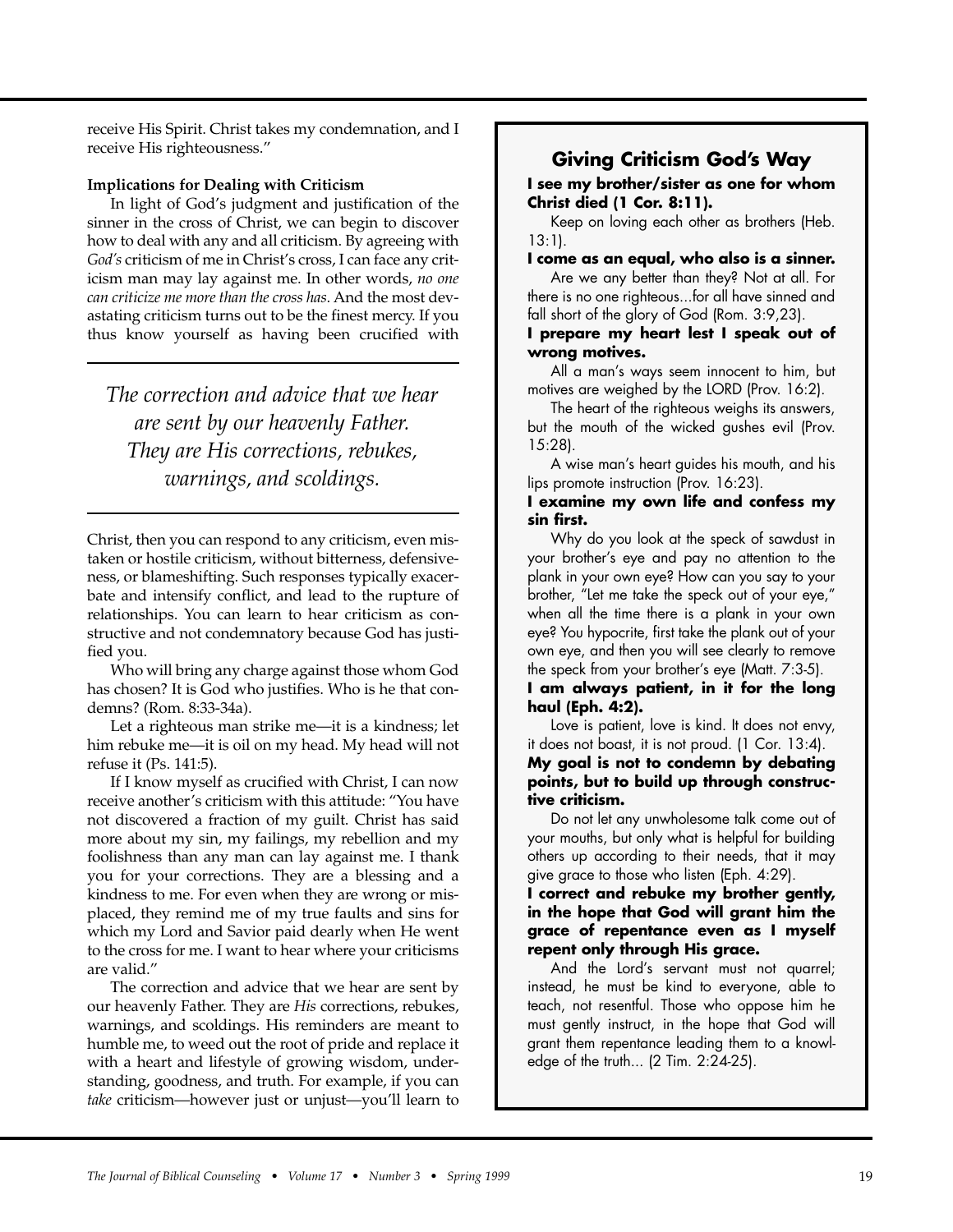receive His Spirit. Christ takes my condemnation, and I receive His righteousness."

**Implications for Dealing with Criticism**

In light of God's judgment and justification of the sinner in the cross of Christ, we can begin to discover how to deal with any and all criticism. By agreeing with *God's* criticism of me in Christ's cross, I can face any criticism man may lay against me. In other words, *no one can criticize me more than the cross has*. And the most devastating criticism turns out to be the finest mercy. If you thus know yourself as having been crucified with Christ, then you can respond to any criticism, even mistaken or hostile criticism, without bitterness, defensiveness, or blameshifting. Such responses typically exacerbate and intensify conflict, and lead to the rupture of relationships. You can learn to hear criticism as constructive and not condemnatory because God has justified you.

> *The correction and advice that we hear are sent by our heavenly Father. They are His corrections, rebukes, warnings, and scoldings.*

Who will bring any charge against those whom God has chosen? It is God who justifies. Who is he that condemns? (Rom. 8:33-34a).

Let a righteous man strike me—it is a kindness; let him rebuke me—it is oil on my head. My head will not refuse it (Ps. 141:5).

If I know myself as crucified with Christ, I can now receive another's criticism with this attitude: "You have not discovered a fraction of my guilt. Christ has said more about my sin, my failings, my rebellion and my foolishness than any man can lay against me. I thank you for your corrections. They are a blessing and a kindness to me. For even when they are wrong or misplaced, they remind me of my true faults and sins for which my Lord and Savior paid dearly when He went to the cross for me. I want to hear where your criticisms are valid."

The correction and advice that we hear are sent by our heavenly Father. They are *His* corrections, rebukes, warnings, and scoldings. His reminders are meant to humble me, to weed out the root of pride and replace it with a heart and lifestyle of growing wisdom, understanding, goodness, and truth. For example, if you can *take* criticism—however just or unjust—you'll learn to

## Giving Criticism God's Way

**I see my brother/sister as one for whom Christ died (1 Cor. 8:11).**

Keep on loving each other as brothers (Heb. 13:1).

**I come as an equal, who also is a sinner.**

Are we any better than they? Not at all. For there is no one righteous...for all have sinned and fall short of the glory of God (Rom. 3:9,23).

**I prepare my heart lest I speak out of wrong motives.**

All a man's ways seem innocent to him, but motives are weighed by the LORD (Prov. 16:2).

The heart of the righteous weighs its answers, but the mouth of the wicked gushes evil (Prov. 15:28).

A wise man's heart guides his mouth, and his lips promote instruction (Prov. 16:23).

**I examine my own life and confess my sin first.**

Why do you look at the speck of sawdust in your brother's eye and pay no attention to the plank in your own eye? How can you say to your brother, "Let me take the speck out of your eye," when all the time there is a plank in your own eye? You hypocrite, first take the plank out of your own eye, and then you will see clearly to remove the speck from your brother's eye (Matt. 7:3-5).

**I am always patient, in it for the long haul (Eph. 4:2).**

Love is patient, love is kind. It does not envy, it does not boast, it is not proud. (1 Cor. 13:4).

**My goal is not to condemn by debating points, but to build up through constructive criticism.**

Do not let any unwholesome talk come out of your mouths, but only what is helpful for building others up according to their needs, that it may give grace to those who listen (Eph. 4:29).

**I correct and rebuke my brother gently, in the hope that God will grant him the grace of repentance even as I myself repent only through His grace.**

And the Lord's servant must not quarrel; instead, he must be kind to everyone, able to teach, not resentful. Those who oppose him he must gently instruct, in the hope that God will grant them repentance leading them to a knowledge of the truth... (2 Tim. 2:24-25).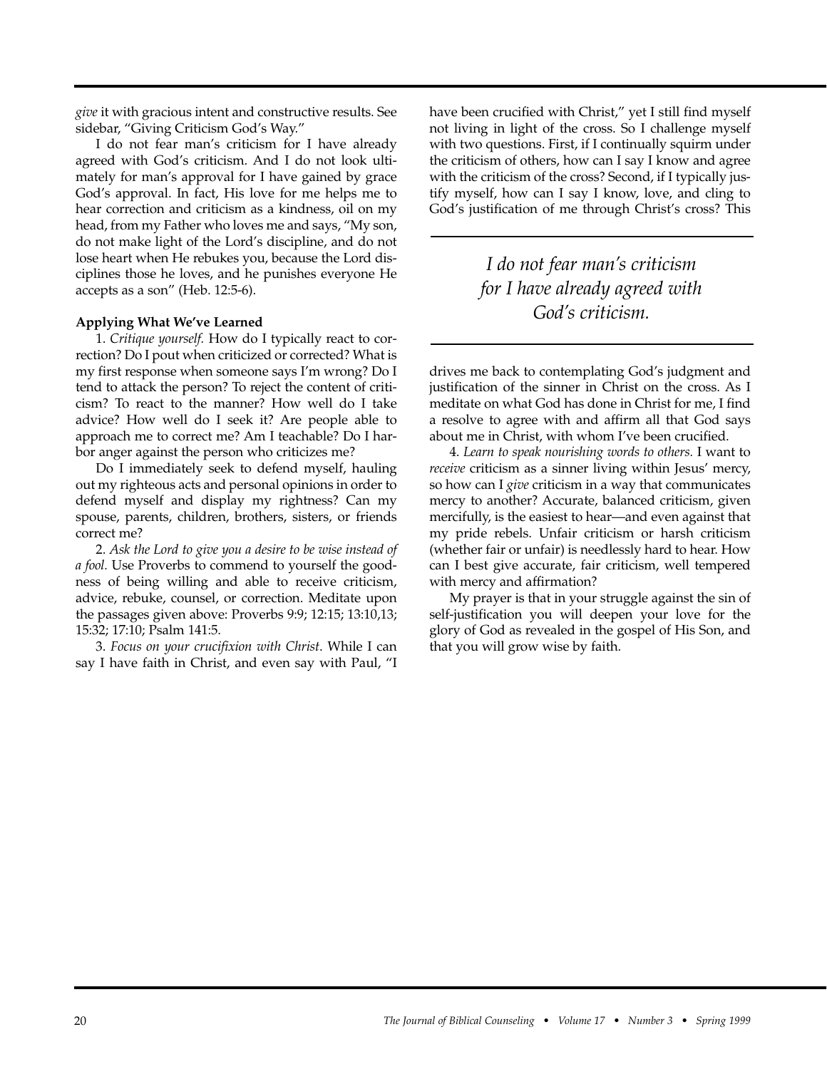*give* it with gracious intent and constructive results. See sidebar, "Giving Criticism God's Way."

I do not fear man's criticism for I have already agreed with God's criticism. And I do not look ultimately for man's approval for I have gained by grace God's approval. In fact, His love for me helps me to hear correction and criticism as a kindness, oil on my head, from my Father who loves me and says, "My son, do not make light of the Lord's discipline, and do not lose heart when He rebukes you, because the Lord disciplines those he loves, and he punishes everyone He accepts as a son" (Heb. 12:5-6).

**Applying What We've Learned**

1. *Critique yourself.* How do I typically react to correction? Do I pout when criticized or corrected? What is my first response when someone says I'm wrong? Do I tend to attack the person? To reject the content of criticism? To react to the manner? How well do I take advice? How well do I seek it? Are people able to approach me to correct me? Am I teachable? Do I harbor anger against the person who criticizes me?

Do I immediately seek to defend myself, hauling out my righteous acts and personal opinions in order to defend myself and display my rightness? Can my spouse, parents, children, brothers, sisters, or friends correct me?

2. *Ask the Lord to give you a desire to be wise instead of a fool.* Use Proverbs to commend to yourself the goodness of being willing and able to receive criticism, advice, rebuke, counsel, or correction. Meditate upon the passages given above: Proverbs 9:9; 12:15; 13:10,13; 15:32; 17:10; Psalm 141:5.

3. *Focus on your crucifixion with Christ.* While I can say I have faith in Christ, and even say with Paul, "I have been crucified with Christ," yet I still find myself not living in light of the cross. So I challenge myself with two questions. First, if I continually squirm under the criticism of others, how can I say I know and agree with the criticism of the cross? Second, if I typically justify myself, how can I say I know, love, and cling to God's justification of me through Christ's cross? This drives me back to contemplating God's judgment and justification of the sinner in Christ on the cross. As I meditate on what God has done in Christ for me, I find a resolve to agree with and affirm all that God says about me in Christ, with whom I've been crucified.

> *I do not fear man's criticism for I have already agreed with God's criticism.*

4. *Learn to speak nourishing words to others.* I want to *receive* criticism as a sinner living within Jesus' mercy, so how can I *give* criticism in a way that communicates mercy to another? Accurate, balanced criticism, given mercifully, is the easiest to hear—and even against that my pride rebels. Unfair criticism or harsh criticism (whether fair or unfair) is needlessly hard to hear. How can I best give accurate, fair criticism, well tempered with mercy and affirmation?

My prayer is that in your struggle against the sin of self-justification you will deepen your love for the glory of God as revealed in the gospel of His Son, and that you will grow wise by faith.